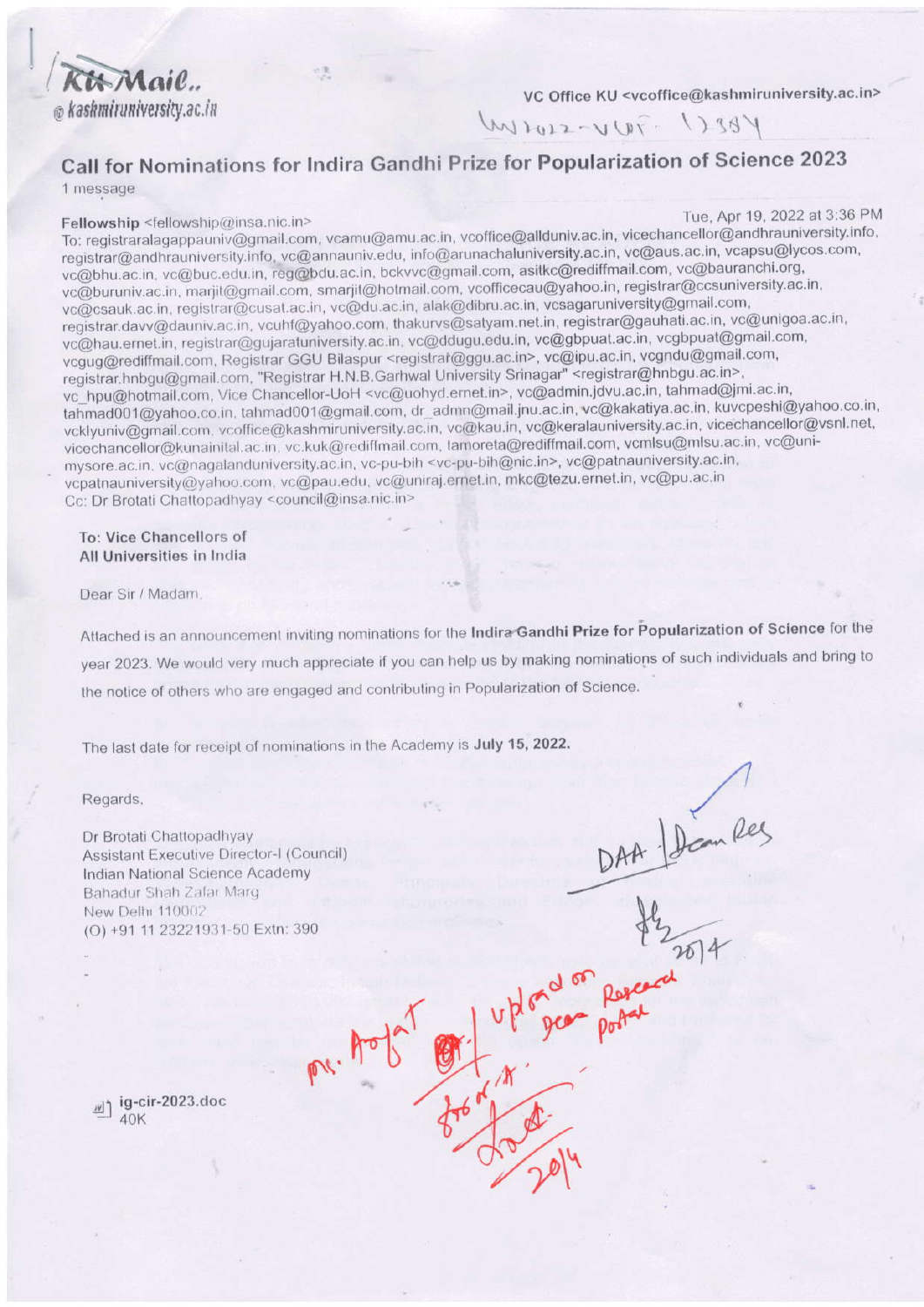KU Mail.. @kashmiruniversity.ac.in

VC Office KU <vcoffice@kashmiruniversity.ac.in>

# Call for Nominations for Indira Gandhi Prize for Popularization of Science 2023

1 message

**Fellowship** <fellowship@insa.nic.in> Tue, Apr 19, 2022 at 3:36 PM

To: registraralagappauniv@gmail.com, vcamu@amu.ac.in, vcoffice@allduniv.ac.in, vicechancellor@andhrauniversity.info, registrar@andhrauniversity.info, vc@annauniv.edu, info@arunachaluniversity.ac.in, vc@aus.ac.in, vcapsu@lycos.com, vc@bhu.ac.in, vc@buc.edu.in, reg@bdu.ac.in, bckvvc@gmail.com, asitkc@rediffmail.com, vc@bauranchi.org, vc@buruniv.ac.in, marjit@gmail.com, smarjit@hotmail.com, vcofficecau@yahoo.in, registrar@ccsuniversity.ac.in, vc@csauk.ac.in, registrar@cusat.ac.in, vc@du.ac.in, alak@dibru.ac.in, vcsagaruniversity@gmail.com, registrar.davv@dauniv.ac.in, vcuhf@yahoo.com, thakurvs@satyam.net.in, registrar@gauhati.ac.in, vc@unigoa.ac.in, vc@hau.ernet.in, registrar@gujaratuniversity.ac.in, vc@ddugu.edu.in, vc@gbpuat.ac.in, vcgbpuat@gmail.com, vcgug@rediffmail.com, Registrar GGU Bilaspur <registrar@ggu.ac.in>, vc@ipu.ac.in, vcgndu@gmail.com, registrar.hnbgu@gmail.com, "Registrar H.N.B.Garhwal University Srinagar" <registrar@hnbgu.ac.in>, vc_hpu@hotmail.com, Vice Chancellor-UoH <vc@uohyd.ernet.in>, vc@admin.jdvu.ac.in, tahmad@jmi.ac.in, tahmad001@yahoo.co.in, tahmad001@gmail.com, dr_admn@mail.jnu.ac.in, vc@kakatiya.ac.in, kuvcpeshi@yahoo.co.in, vcklyuniv@gmail.com, vcoffice@kashmiruniversity.ac.in, vc@kau.in, vc@keralauniversity.ac.in, vicechancellor@vsnl.net, vicechancellor@kunainital.ac.in, vc.kuk@rediffmail.com, lamoreta@rediffmail.com, vcmlsu@mlsu.ac.in, vc@uni-mysore.ac.in, vc@nagalanduniversity.ac.in, vc-pu-bih <vc-pu-bih@nic.in>, vc@patnauniversity.ac.in, vcpatnauniversity@yahoo.com, vc@pau.edu, vc@uniraj.ernet.in, mkc@tezu.ernet.in, vc@pu.ac.in

Cc: Dr Brotati Chattopadhyay <council@insa.nic.in>

**To: Vice Chancellors of All Universities in India**

Dear Sir / Madam,

Attached is an announcement inviting nominations for the **Indira Gandhi Prize for Popularization of Science** for the year 2023. We would very much appreciate if you can help us by making nominations of such individuals and bring to the notice of others who are engaged and contributing in Popularization of Science.

The last date for receipt of nominations in the Academy is **July 15, 2022.**

Regards,

Dr Brotati Chattopadhyay
Assistant Executive Director-I (Council)
Indian National Science Academy
Bahadur Shah Zafar Marg
New Delhi 110002
(O) +91 11 23221931-50 Extn: 390

ig-cir-2023.doc
40K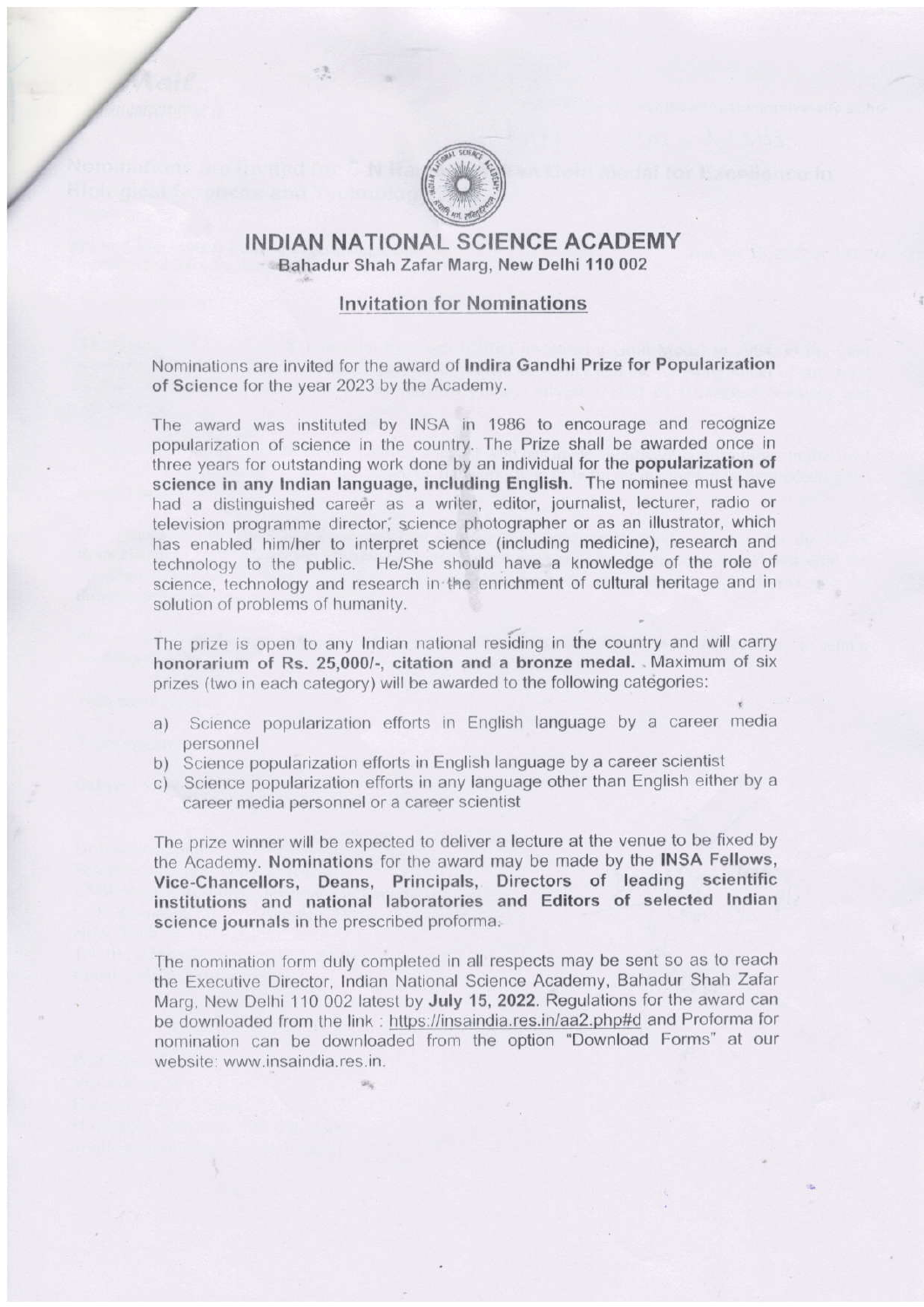# INDIAN NATIONAL SCIENCE ACADEMY

Bahadur Shah Zafar Marg, New Delhi 110 002

## Invitation for Nominations

Nominations are invited for the award of **Indira Gandhi Prize for Popularization of Science** for the year 2023 by the Academy.

The award was instituted by INSA in 1986 to encourage and recognize popularization of science in the country. The Prize shall be awarded once in three years for outstanding work done by an individual for the **popularization of science in any Indian language, including English**. The nominee must have had a distinguished career as a writer, editor, journalist, lecturer, radio or television programme director, science photographer or as an illustrator, which has enabled him/her to interpret science (including medicine), research and technology to the public. He/She should have a knowledge of the role of science, technology and research in the enrichment of cultural heritage and in solution of problems of humanity.

The prize is open to any Indian national residing in the country and will carry **honorarium of Rs. 25,000/-, citation and a bronze medal.** Maximum of six prizes (two in each category) will be awarded to the following categories:

a) Science popularization efforts in English language by a career media personnel
b) Science popularization efforts in English language by a career scientist
c) Science popularization efforts in any language other than English either by a career media personnel or a career scientist

The prize winner will be expected to deliver a lecture at the venue to be fixed by the Academy. **Nominations** for the award may be made by the **INSA Fellows, Vice-Chancellors, Deans, Principals, Directors of leading scientific institutions and national laboratories and Editors of selected Indian science journals** in the prescribed proforma.

The nomination form duly completed in all respects may be sent so as to reach the Executive Director, Indian National Science Academy, Bahadur Shah Zafar Marg, New Delhi 110 002 latest by **July 15, 2022**. Regulations for the award can be downloaded from the link : https://insaindia.res.in/aa2.php#d and Proforma for nomination can be downloaded from the option "Download Forms" at our website: www.insaindia.res.in.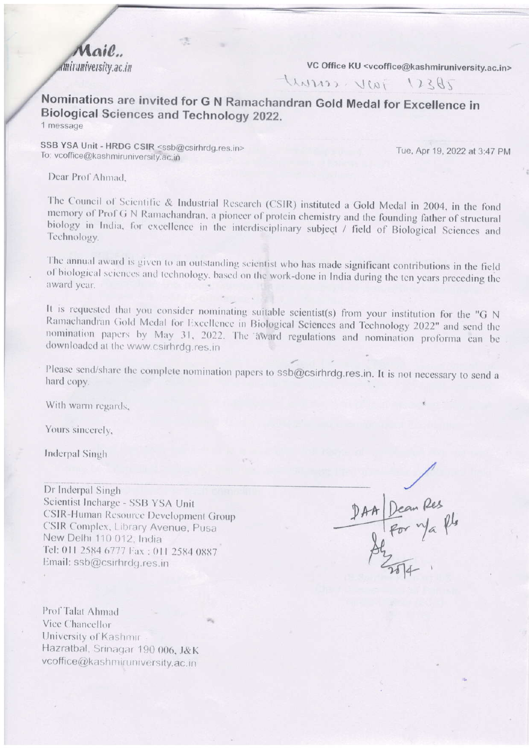Mail..
miruniversity.ac.in

VC Office KU <vcoffice@kashmiruniversity.ac.in>

UNI33 VCOf 12385

## Nominations are invited for G N Ramachandran Gold Medal for Excellence in Biological Sciences and Technology 2022.

1 message

**SSB YSA Unit - HRDG CSIR** <ssb@csirhrdg.res.in>
To: vcoffice@kashmiruniversity.ac.in

Tue, Apr 19, 2022 at 3:47 PM

Dear Prof Ahmad,

The Council of Scientific & Industrial Research (CSIR) instituted a Gold Medal in 2004, in the fond memory of Prof G N Ramachandran, a pioneer of protein chemistry and the founding father of structural biology in India, for excellence in the interdisciplinary subject / field of Biological Sciences and Technology.

The annual award is given to an outstanding scientist who has made significant contributions in the field of biological sciences and technology, based on the work-done in India during the ten years preceding the award year.

It is requested that you consider nominating suitable scientist(s) from your institution for the "G N Ramachandran Gold Medal for Excellence in Biological Sciences and Technology 2022" and send the nomination papers by May 31, 2022. The award regulations and nomination proforma can be downloaded at the www.csirhrdg.res.in

Please send/share the complete nomination papers to ssb@csirhrdg.res.in. It is not necessary to send a hard copy.

With warm regards,

Yours sincerely,

Inderpal Singh

Dr Inderpal Singh
Scientist Incharge - SSB YSA Unit
CSIR-Human Resource Development Group
CSIR Complex, Library Avenue, Pusa
New Delhi 110 012, India
Tel: 011 2584 6777 Fax : 011 2584 0887
Email: ssb@csirhrdg.res.in

DAA | Dean Res
For n/a pls
20/4

Prof Talat Ahmad
Vice Chancellor
University of Kashmir
Hazratbal, Srinagar 190 006, J&K
vcoffice@kashmiruniversity.ac.in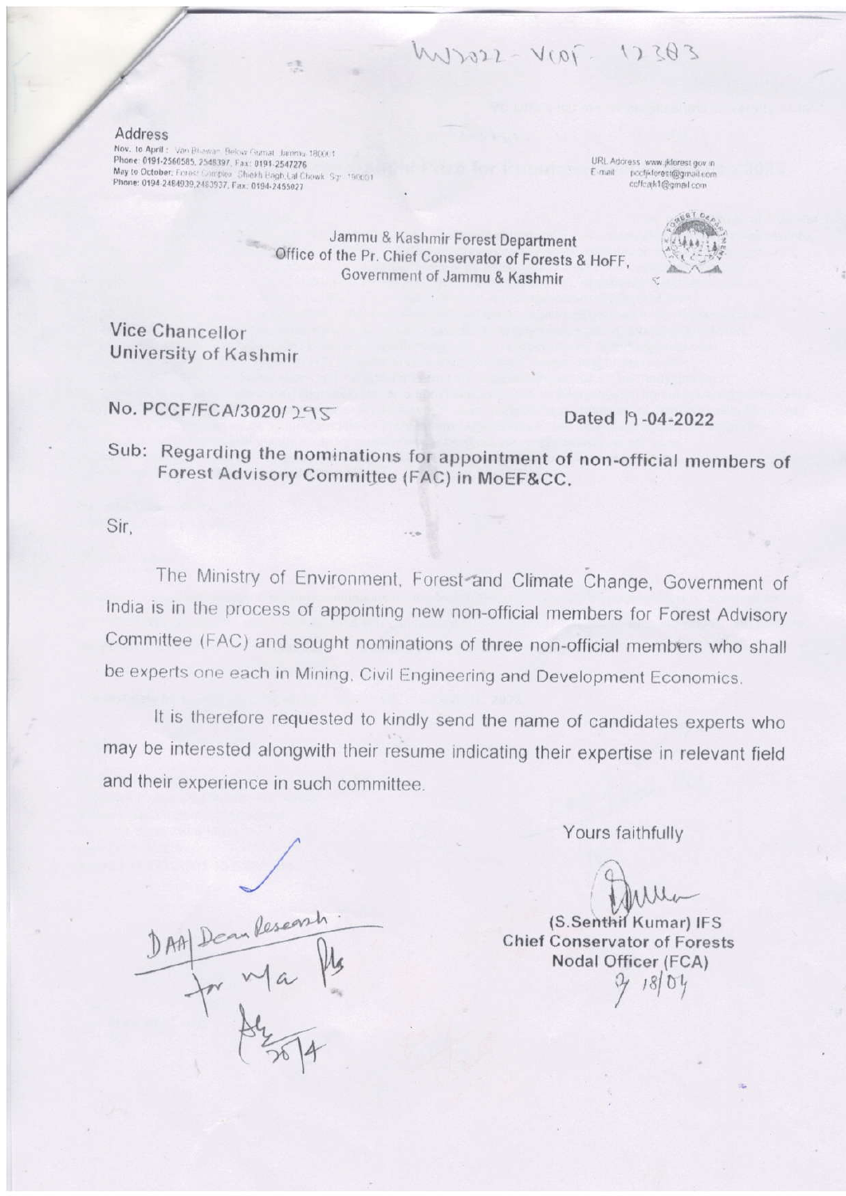WJ2022-V(OF-12383

Address

Nov. to April : Van Bhawan, Below Gumat, Jammu 180001
Phone: 0191-2560585, 2548397, Fax: 0191-2547276
May to October: Forest Complex, Sheikh Bagh, Lal Chowk, Sgr 190001
Phone: 0194-2484939,2483937, Fax: 0194-2455027

URL Address: www.jkforest.gov.in
E-mail: pccfjkforest@gmail.com
ccffcajk1@gmail.com

Jammu & Kashmir Forest Department
Office of the Pr. Chief Conservator of Forests & HoFF,
Government of Jammu & Kashmir

Vice Chancellor
University of Kashmir

No. PCCF/FCA/3020/295

Dated 19-04-2022

**Sub: Regarding the nominations for appointment of non-official members of Forest Advisory Committee (FAC) in MoEF&CC.**

Sir,

The Ministry of Environment, Forest and Climate Change, Government of India is in the process of appointing new non-official members for Forest Advisory Committee (FAC) and sought nominations of three non-official members who shall be experts one each in Mining, Civil Engineering and Development Economics.

It is therefore requested to kindly send the name of candidates experts who may be interested alongwith their resume indicating their expertise in relevant field and their experience in such committee.

Yours faithfully

(S.Senthil Kumar) IFS
Chief Conservator of Forests
Nodal Officer (FCA)
18/04

DAA/ Dean Research
for n/a Pls
20/4